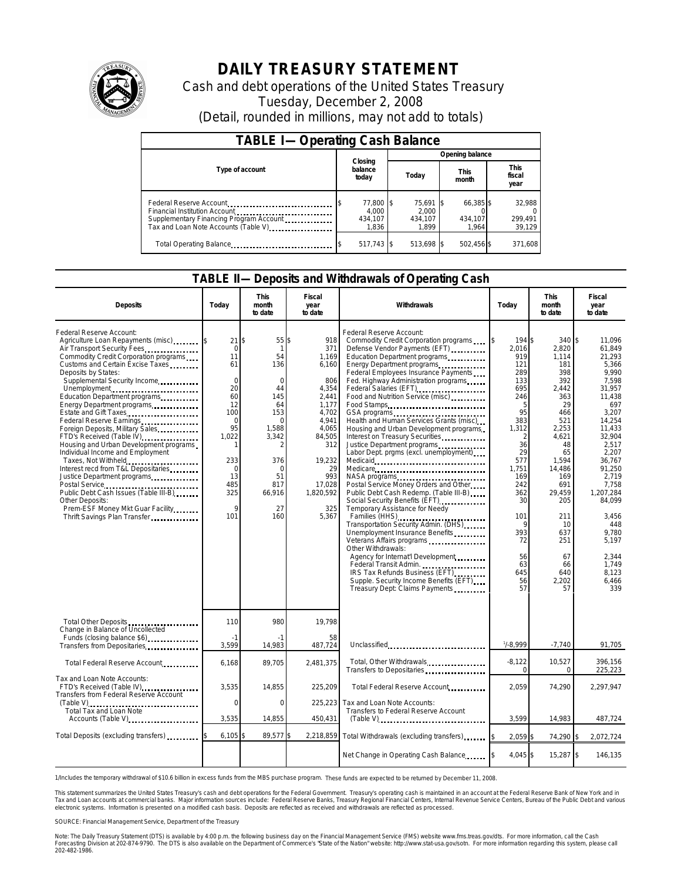# DAILY TREASURY STATEMENT

Cash and debt operations of the United States Treasury

Tuesday, December 2, 2008

(Detail, rounded in millions, may not add to totals)

## TABLE I— Operating Cash Balance

| Type of account | Closing balance today | Opening balance Today | This month | This fiscal year |
|---|---|---|---|---|
| Federal Reserve Account | $ 77,800 | $ 75,691 | $ 66,385 | $ 32,988 |
| Financial Institution Account | 4,000 | 2,000 | 0 | 0 |
| Supplementary Financing Program Account | 434,107 | 434,107 | 434,107 | 299,491 |
| Tax and Loan Note Accounts (Table V) | 1,836 | 1,899 | 1,964 | 39,129 |
| Total Operating Balance | $ 517,743 | $ 513,698 | $ 502,456 | $ 371,608 |

## TABLE II— Deposits and Withdrawals of Operating Cash

| Deposits | Today | This month to date | Fiscal year to date | Withdrawals | Today | This month to date | Fiscal year to date |
|---|---|---|---|---|---|---|---|
| Federal Reserve Account: | | | | Federal Reserve Account: | | | |
| Agriculture Loan Repayments (misc) | $ 21 | $ 55 | $ 918 | Commodity Credit Corporation programs | $ 194 | $ 340 | $ 11,096 |
| Air Transport Security Fees | 0 | 1 | 371 | Defense Vendor Payments (EFT) | 2,016 | 2,820 | 61,849 |
| Commodity Credit Corporation programs | 11 | 54 | 1,169 | Education Department programs | 919 | 1,114 | 21,293 |
| Customs and Certain Excise Taxes | 61 | 136 | 6,160 | Energy Department programs | 121 | 181 | 5,366 |
| Deposits by States: | | | | Federal Employees Insurance Payments | 289 | 398 | 9,990 |
| Supplemental Security Income | 0 | 0 | 806 | Fed. Highway Administration programs | 133 | 392 | 7,598 |
| Unemployment | 20 | 44 | 4,354 | Federal Salaries (EFT) | 695 | 2,442 | 31,957 |
| Education Department programs | 60 | 145 | 2,441 | Food and Nutrition Service (misc) | 246 | 363 | 11,438 |
| Energy Department programs | 12 | 64 | 1,177 | Food Stamps | 5 | 29 | 697 |
| Estate and Gift Taxes | 100 | 153 | 4,702 | GSA programs | 95 | 466 | 3,207 |
| Federal Reserve Earnings | 0 | 0 | 4,941 | Health and Human Services Grants (misc) | 383 | 521 | 14,254 |
| Foreign Deposits, Military Sales | 95 | 1,588 | 4,065 | Housing and Urban Development programs | 1,312 | 2,253 | 11,433 |
| FTD's Received (Table IV) | 1,022 | 3,342 | 84,505 | Interest on Treasury Securities | 2 | 4,621 | 32,904 |
| Housing and Urban Development programs | 1 | 2 | 312 | Justice Department programs | 36 | 48 | 2,517 |
| Individual Income and Employment | | | | Labor Dept. prgms (excl. unemployment) | 29 | 65 | 2,207 |
| Taxes, Not Withheld | 233 | 376 | 19,232 | Medicaid | 577 | 1,594 | 36,767 |
| Interest recd from T&L Depositaries | 0 | 0 | 29 | Medicare | 1,751 | 14,486 | 91,250 |
| Justice Department programs | 13 | 51 | 993 | NASA programs | 169 | 169 | 2,719 |
| Postal Service | 485 | 817 | 17,028 | Postal Service Money Orders and Other | 242 | 691 | 7,758 |
| Public Debt Cash Issues (Table III-B) | 325 | 66,916 | 1,820,592 | Public Debt Cash Redemp. (Table III-B) | 362 | 29,459 | 1,207,284 |
| Other Deposits: | | | | Social Security Benefits (EFT) | 30 | 205 | 84,099 |
| Prem-ESF Money Mkt Guar Facility | 9 | 27 | 325 | Temporary Assistance for Needy | | | |
| Thrift Savings Plan Transfer | 101 | 160 | 5,367 | Families (HHS) | 101 | 211 | 3,456 |
| | | | | Transportation Security Admin. (DHS) | 9 | 10 | 448 |
| | | | | Unemployment Insurance Benefits | 393 | 637 | 9,780 |
| | | | | Veterans Affairs programs | 72 | 251 | 5,197 |
| | | | | Other Withdrawals: | | | |
| | | | | Agency for Internat'l Development | 56 | 67 | 2,344 |
| | | | | Federal Transit Admin. | 63 | 66 | 1,749 |
| | | | | IRS Tax Refunds Business (EFT) | 645 | 640 | 8,123 |
| | | | | Supple. Security Income Benefits (EFT) | 56 | 2,202 | 6,466 |
| | | | | Treasury Dept: Claims Payments | 57 | 57 | 339 |
| Total Other Deposits | 110 | 980 | 19,798 | | | | |
| Change in Balance of Uncollected Funds (closing balance $6) | -1 | -1 | 58 | | | | |
| Transfers from Depositaries | 3,599 | 14,983 | 487,724 | Unclassified | 1/-8,999 | -7,740 | 91,705 |
| Total Federal Reserve Account | 6,168 | 89,705 | 2,481,375 | Total, Other Withdrawals | -8,122 | 10,527 | 396,156 |
| | | | | Transfers to Depositaries | 0 | 0 | 225,223 |
| Tax and Loan Note Accounts: | | | | Total Federal Reserve Account | 2,059 | 74,290 | 2,297,947 |
| FTD's Received (Table IV) | 3,535 | 14,855 | 225,209 | | | | |
| Transfers from Federal Reserve Account (Table V) | 0 | 0 | 225,223 | Tax and Loan Note Accounts: | | | |
| Total Tax and Loan Note Accounts (Table V) | 3,535 | 14,855 | 450,431 | Transfers to Federal Reserve Account (Table V) | 3,599 | 14,983 | 487,724 |
| Total Deposits (excluding transfers) | $ 6,105 | $ 89,577 | $ 2,218,859 | Total Withdrawals (excluding transfers) | $ 2,059 | $ 74,290 | $ 2,072,724 |
| | | | | Net Change in Operating Cash Balance | $ 4,045 | $ 15,287 | $ 146,135 |

1/Includes the temporary withdrawal of $10.6 billion in excess funds from the MBS purchase program. These funds are expected to be returned by December 11, 2008.

This statement summarizes the United States Treasury's cash and debt operations for the Federal Government. Treasury's operating cash is maintained in an account at the Federal Reserve Bank of New York and in Tax and Loan accounts at commercial banks. Major information sources include: Federal Reserve Banks, Treasury Regional Financial Centers, Internal Revenue Service Centers, Bureau of the Public Debt and various electronic systems. Information is presented on a modified cash basis. Deposits are reflected as received and withdrawals are reflected as processed.

SOURCE: Financial Management Service, Department of the Treasury

Note: The Daily Treasury Statement (DTS) is available by 4:00 p.m. the following business day on the Financial Management Service (FMS) website www.fms.treas.gov/dts. For more information, call the Cash Forecasting Division at 202-874-9790. The DTS is also available on the Department of Commerce's "State of the Nation" website: http://www.stat-usa.gov/sotn. For more information regarding this system, please call 202-482-1986.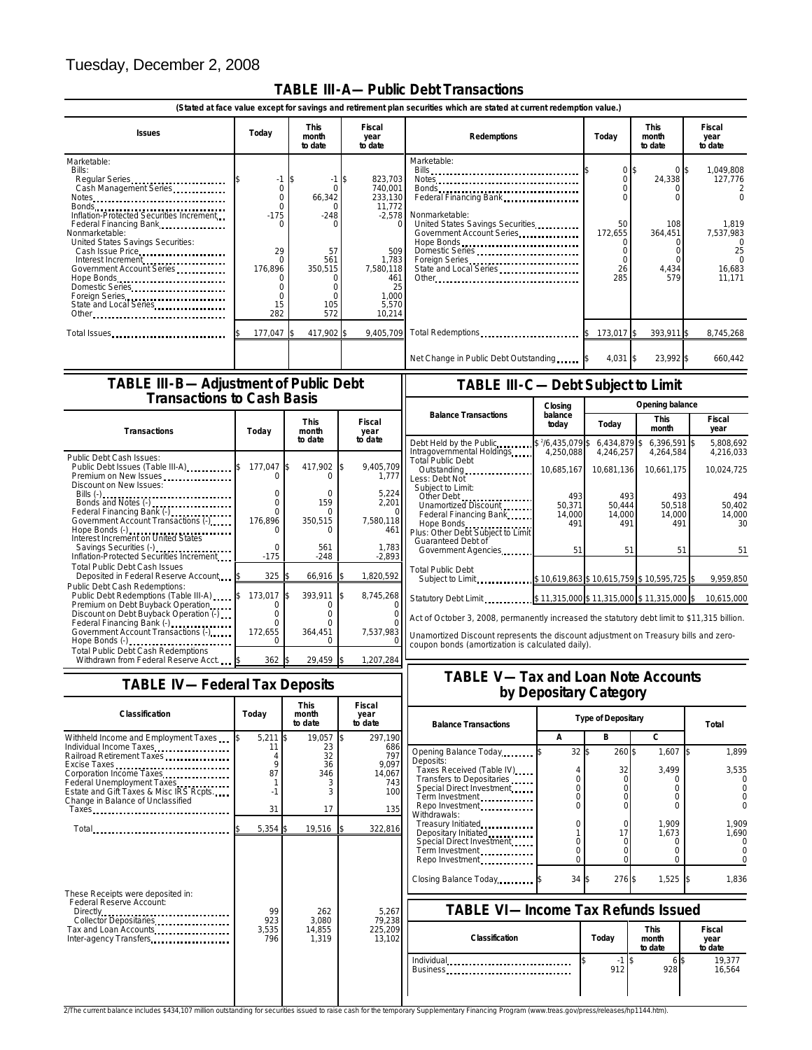Tuesday, December 2, 2008

## TABLE III-A — Public Debt Transactions

(Stated at face value except for savings and retirement plan securities which are stated at current redemption value.)

| Issues | Today | This month to date | Fiscal year to date |
|---|---|---|---|
| Marketable: | | | |
| Bills: | | | |
| Regular Series | $ -1 | $ -1 | $ 823,703 |
| Cash Management Series | 0 | 0 | 740,001 |
| Notes | 0 | 66,342 | 233,130 |
| Bonds | 0 | 0 | 11,772 |
| Inflation-Protected Securities Increment | -175 | -248 | -2,578 |
| Federal Financing Bank | 0 | 0 | 0 |
| Nonmarketable: | | | |
| United States Savings Securities: | | | |
| Cash Issue Price | 29 | 57 | 509 |
| Interest Increment | 0 | 561 | 1,783 |
| Government Account Series | 176,896 | 350,515 | 7,580,118 |
| Hope Bonds | 0 | 0 | 461 |
| Domestic Series | 0 | 0 | 25 |
| Foreign Series | 0 | 0 | 1,000 |
| State and Local Series | 15 | 105 | 5,570 |
| Other | 282 | 572 | 10,214 |
| Total Issues | $ 177,047 | $ 417,902 | $ 9,405,709 |

| Redemptions | Today | This month to date | Fiscal year to date |
|---|---|---|---|
| Marketable: | | | |
| Bills | $ 0 | $ 0 | $ 1,049,808 |
| Notes | 0 | 24,338 | 127,776 |
| Bonds | 0 | 0 | 2 |
| Federal Financing Bank | 0 | 0 | 0 |
| Nonmarketable: | | | |
| United States Savings Securities | 50 | 108 | 1,819 |
| Government Account Series | 172,655 | 364,451 | 7,537,983 |
| Hope Bonds | 0 | 0 | 0 |
| Domestic Series | 0 | 0 | 25 |
| Foreign Series | 0 | 0 | 0 |
| State and Local Series | 26 | 4,434 | 16,683 |
| Other | 285 | 579 | 11,171 |
| Total Redemptions | $ 173,017 | $ 393,911 | $ 8,745,268 |
| Net Change in Public Debt Outstanding | $ 4,031 | $ 23,992 | $ 660,442 |

## TABLE III-B — Adjustment of Public Debt Transactions to Cash Basis

| Transactions | Today | This month to date | Fiscal year to date |
|---|---|---|---|
| Public Debt Cash Issues: | | | |
| Public Debt Issues (Table III-A) | $ 177,047 | $ 417,902 | $ 9,405,709 |
| Premium on New Issues | 0 | 0 | 1,777 |
| Discount on New Issues: | | | |
| Bills (-) | 0 | 0 | 5,224 |
| Bonds and Notes (-) | 0 | 159 | 2,201 |
| Federal Financing Bank (-) | 0 | 0 | 0 |
| Government Account Transactions (-) | 176,896 | 350,515 | 7,580,118 |
| Hope Bonds (-) | 0 | 0 | 461 |
| Interest Increment on United States Savings Securities (-) | 0 | 561 | 1,783 |
| Inflation-Protected Securities Increment | -175 | -248 | -2,893 |
| Total Public Debt Cash Issues Deposited in Federal Reserve Account | $ 325 | $ 66,916 | $ 1,820,592 |
| Public Debt Cash Redemptions: | | | |
| Public Debt Redemptions (Table III-A) | $ 173,017 | $ 393,911 | $ 8,745,268 |
| Premium on Debt Buyback Operation | 0 | 0 | 0 |
| Discount on Debt Buyback Operation (-) | 0 | 0 | 0 |
| Federal Financing Bank (-) | 0 | 0 | 0 |
| Government Account Transactions (-) | 172,655 | 364,451 | 7,537,983 |
| Hope Bonds (-) | 0 | 0 | 0 |
| Total Public Debt Cash Redemptions Withdrawn from Federal Reserve Acct. | $ 362 | $ 29,459 | $ 1,207,284 |

## TABLE III-C — Debt Subject to Limit

| Balance Transactions | Closing balance today | Opening balance Today | Opening balance This month | Opening balance Fiscal year |
|---|---|---|---|---|
| Debt Held by the Public | $ [2]6,435,079 | $ 6,434,879 | $ 6,396,591 | $ 5,808,692 |
| Intragovernmental Holdings | 4,250,088 | 4,246,257 | 4,264,584 | 4,216,033 |
| Total Public Debt Outstanding | 10,685,167 | 10,681,136 | 10,661,175 | 10,024,725 |
| Less: Debt Not Subject to Limit: | | | | |
| Other Debt | 493 | 493 | 493 | 494 |
| Unamortized Discount | 50,371 | 50,444 | 50,518 | 50,402 |
| Federal Financing Bank | 14,000 | 14,000 | 14,000 | 14,000 |
| Hope Bonds | 491 | 491 | 491 | 30 |
| Plus: Other Debt Subject to Limit Guaranteed Debt of Government Agencies | 51 | 51 | 51 | 51 |
| Total Public Debt Subject to Limit | $ 10,619,863 | $ 10,615,759 | $ 10,595,725 | $ 9,959,850 |
| Statutory Debt Limit | $ 11,315,000 | $ 11,315,000 | $ 11,315,000 | $ 10,615,000 |

Act of October 3, 2008, permanently increased the statutory debt limit to $11,315 billion.

Unamortized Discount represents the discount adjustment on Treasury bills and zero-coupon bonds (amortization is calculated daily).

## TABLE IV — Federal Tax Deposits

| Classification | Today | This month to date | Fiscal year to date |
|---|---|---|---|
| Withheld Income and Employment Taxes | $ 5,211 | $ 19,057 | $ 297,190 |
| Individual Income Taxes | 11 | 23 | 686 |
| Railroad Retirement Taxes | 4 | 32 | 797 |
| Excise Taxes | 9 | 36 | 9,097 |
| Corporation Income Taxes | 87 | 346 | 14,067 |
| Federal Unemployment Taxes | 1 | 3 | 743 |
| Estate and Gift Taxes & Misc IRS Rcpts. | -1 | 3 | 100 |
| Change in Balance of Unclassified Taxes | 31 | 17 | 135 |
| Total | $ 5,354 | $ 19,516 | $ 322,816 |
| These Receipts were deposited in: | | | |
| Federal Reserve Account: | | | |
| Directly | 99 | 262 | 5,267 |
| Collector Depositaries | 923 | 3,080 | 79,238 |
| Tax and Loan Accounts | 3,535 | 14,855 | 225,209 |
| Inter-agency Transfers | 796 | 1,319 | 13,102 |

## TABLE V — Tax and Loan Note Accounts by Depositary Category

| Balance Transactions | Type of Depositary A | B | C | Total |
|---|---|---|---|---|
| Opening Balance Today | $ 32 | $ 260 | $ 1,607 | $ 1,899 |
| Deposits: | | | | |
| Taxes Received (Table IV) | 4 | 32 | 3,499 | 3,535 |
| Transfers to Depositaries | 0 | 0 | 0 | 0 |
| Special Direct Investment | 0 | 0 | 0 | 0 |
| Term Investment | 0 | 0 | 0 | 0 |
| Repo Investment | 0 | 0 | 0 | 0 |
| Withdrawals: | | | | |
| Treasury Initiated | 0 | 0 | 1,909 | 1,909 |
| Depositary Initiated | 1 | 17 | 1,673 | 1,690 |
| Special Direct Investment | 0 | 0 | 0 | 0 |
| Term Investment | 0 | 0 | 0 | 0 |
| Repo Investment | 0 | 0 | 0 | 0 |
| Closing Balance Today | $ 34 | $ 276 | $ 1,525 | $ 1,836 |

## TABLE VI — Income Tax Refunds Issued

| Classification | Today | This month to date | Fiscal year to date |
|---|---|---|---|
| Individual | $ -1 | $ 6 | $ 19,377 |
| Business | 912 | 928 | 16,564 |

2/The current balance includes $434,107 million outstanding for securities issued to raise cash for the temporary Supplementary Financing Program (www.treas.gov/press/releases/hp1144.htm).